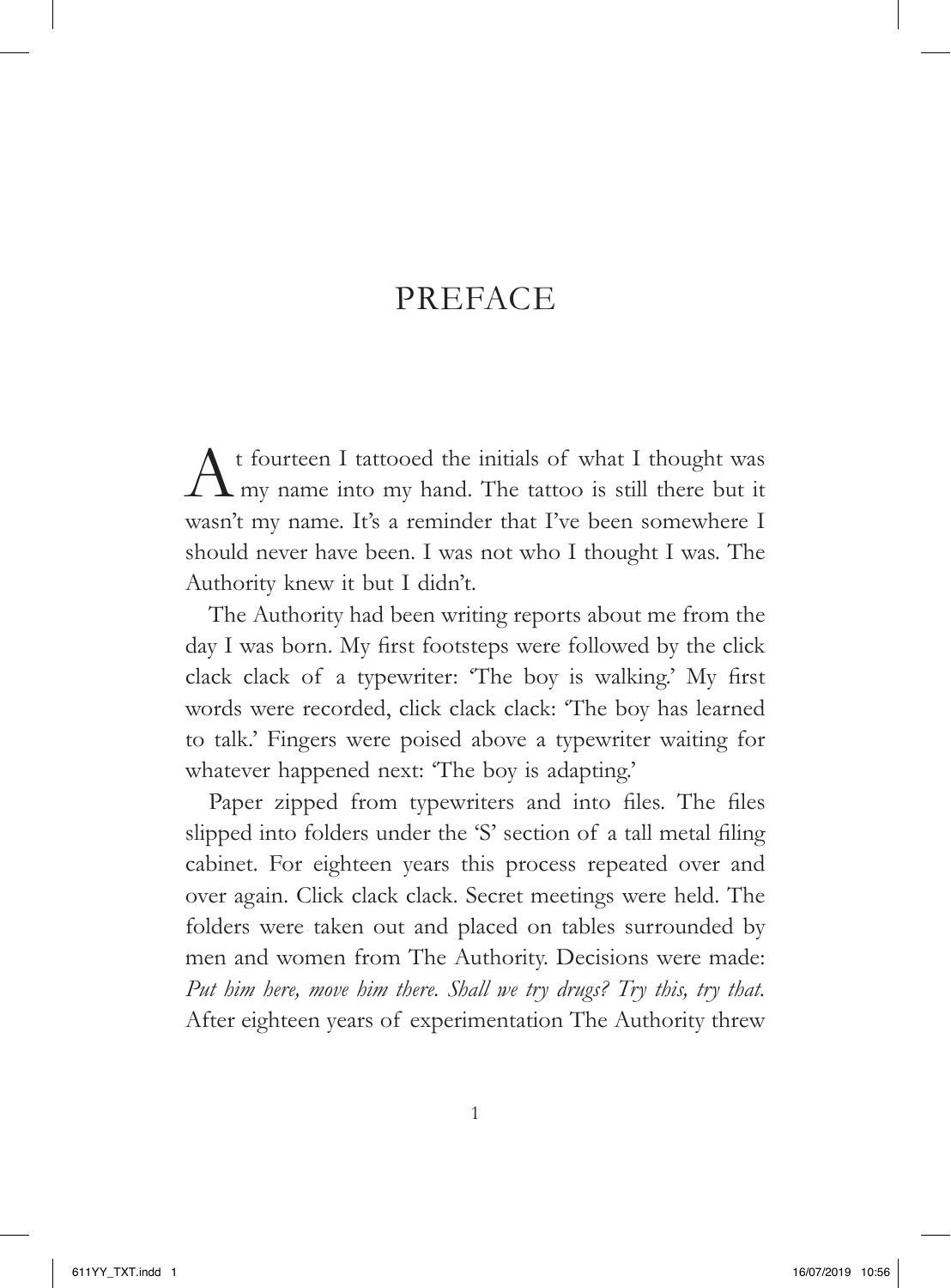# PREFACE

At fourteen I tattooed the initials of what I thought was my name into my hand. The tattoo is still there but it wasn't my name. It's a reminder that I've been somewhere I should never have been. I was not who I thought I was. The Authority knew it but I didn't.

The Authority had been writing reports about me from the day I was born. My first footsteps were followed by the click clack clack of a typewriter: 'The boy is walking.' My first words were recorded, click clack clack: 'The boy has learned to talk.' Fingers were poised above a typewriter waiting for whatever happened next: 'The boy is adapting.'

Paper zipped from typewriters and into files. The files slipped into folders under the 'S' section of a tall metal filing cabinet. For eighteen years this process repeated over and over again. Click clack clack. Secret meetings were held. The folders were taken out and placed on tables surrounded by men and women from The Authority. Decisions were made: *Put him here, move him there. Shall we try drugs? Try this, try that.* After eighteen years of experimentation The Authority threw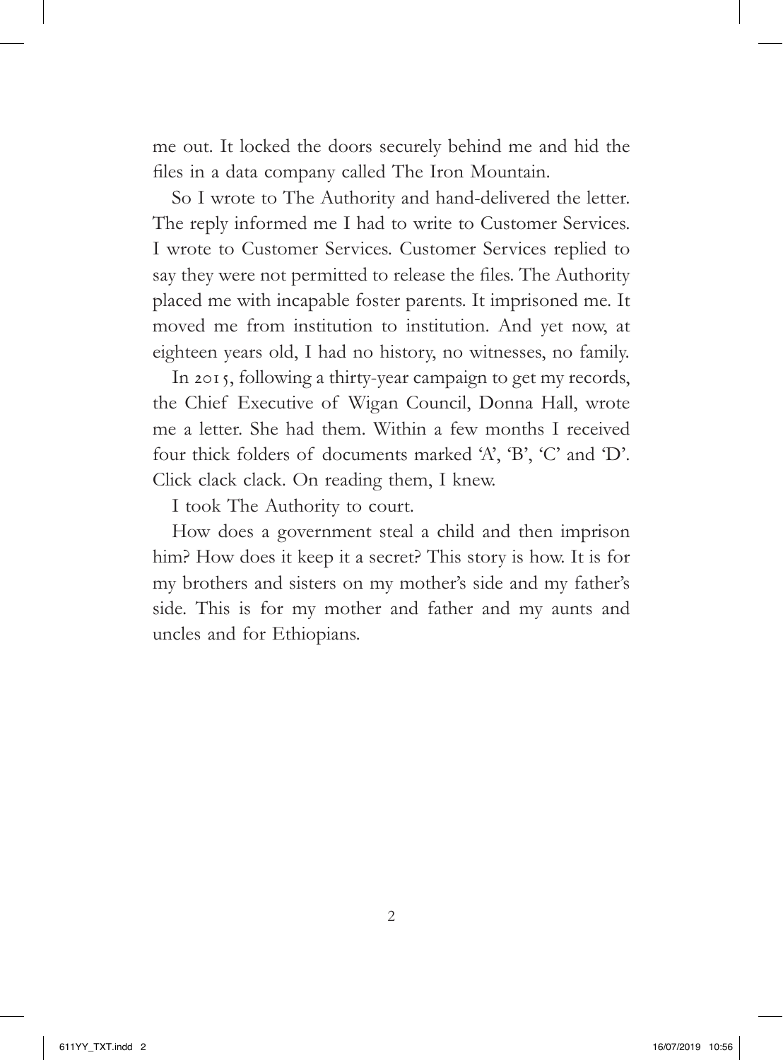me out. It locked the doors securely behind me and hid the files in a data company called The Iron Mountain.

So I wrote to The Authority and hand-delivered the letter. The reply informed me I had to write to Customer Services. I wrote to Customer Services. Customer Services replied to say they were not permitted to release the files. The Authority placed me with incapable foster parents. It imprisoned me. It moved me from institution to institution. And yet now, at eighteen years old, I had no history, no witnesses, no family.

In 2015, following a thirty-year campaign to get my records, the Chief Executive of Wigan Council, Donna Hall, wrote me a letter. She had them. Within a few months I received four thick folders of documents marked 'A', 'B', 'C' and 'D'. Click clack clack. On reading them, I knew.

I took The Authority to court.

How does a government steal a child and then imprison him? How does it keep it a secret? This story is how. It is for my brothers and sisters on my mother's side and my father's side. This is for my mother and father and my aunts and uncles and for Ethiopians.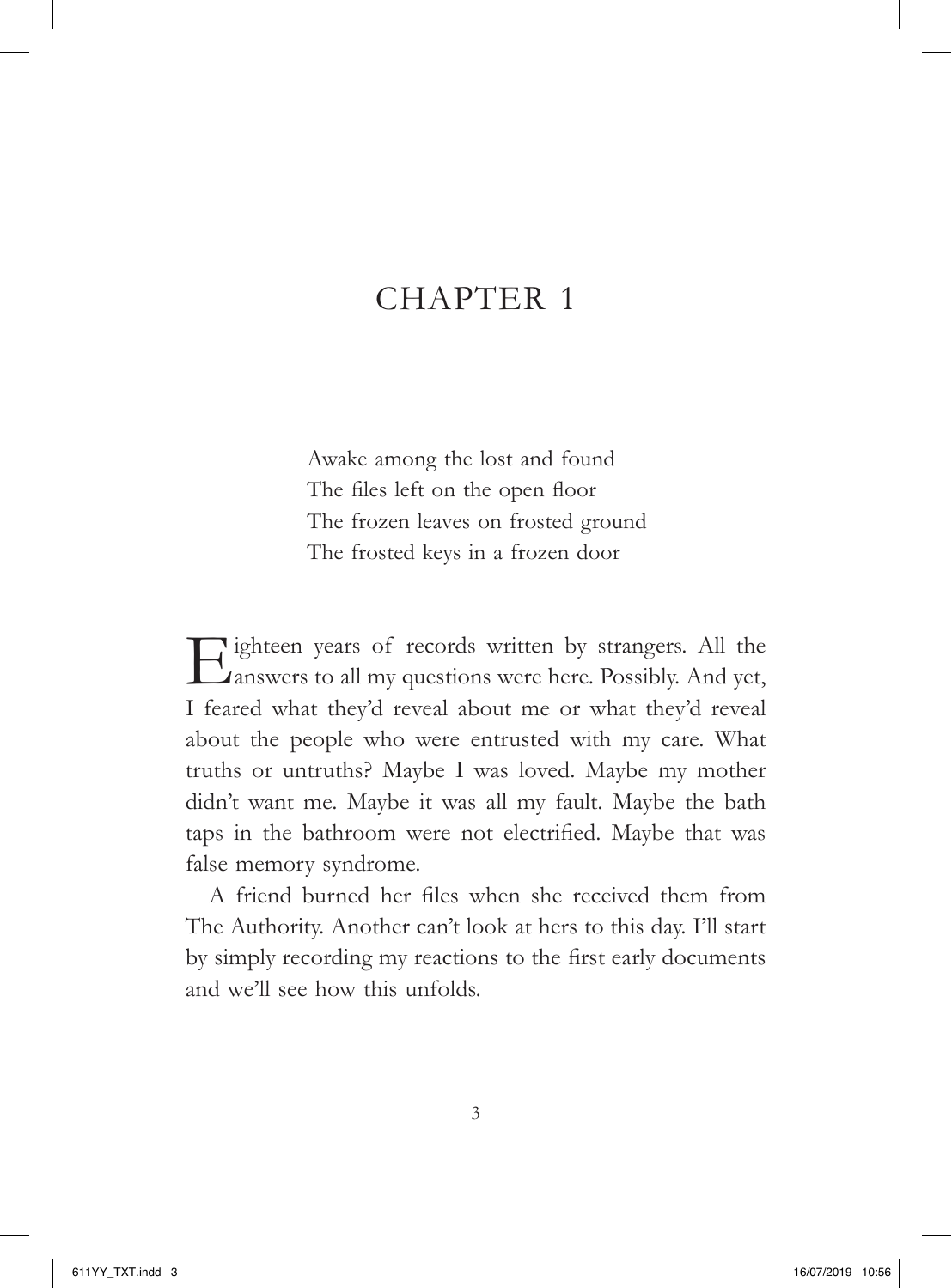# CHAPTER 1

Awake among the lost and found
The files left on the open floor
The frozen leaves on frosted ground
The frosted keys in a frozen door

Eighteen years of records written by strangers. All the answers to all my questions were here. Possibly. And yet, I feared what they'd reveal about me or what they'd reveal about the people who were entrusted with my care. What truths or untruths? Maybe I was loved. Maybe my mother didn't want me. Maybe it was all my fault. Maybe the bath taps in the bathroom were not electrified. Maybe that was false memory syndrome.

A friend burned her files when she received them from The Authority. Another can't look at hers to this day. I'll start by simply recording my reactions to the first early documents and we'll see how this unfolds.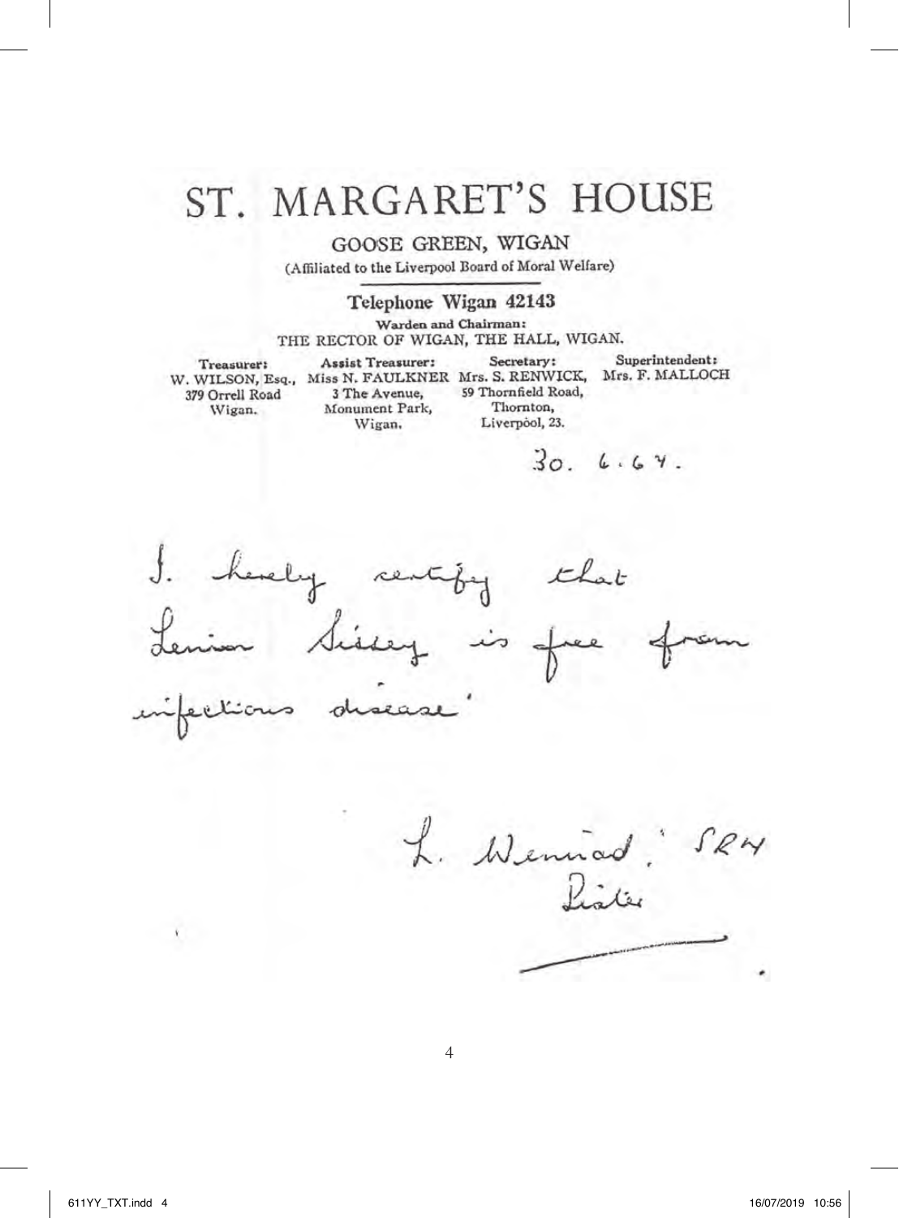# ST. MARGARET'S HOUSE

GOOSE GREEN, WIGAN

(Affiliated to the Liverpool Board of Moral Welfare)

**Telephone Wigan 42143**

**Warden and Chairman:**
THE RECTOR OF WIGAN, THE HALL, WIGAN.

| **Treasurer:** | **Assist Treasurer:** | **Secretary:** | **Superintendent:** |
|---|---|---|---|
| W. WILSON, Esq., | Miss N. FAULKNER | Mrs. S. RENWICK, | Mrs. F. MALLOCH |
| 379 Orrell Road | 3 The Avenue, | 59 Thornfield Road, | |
| Wigan. | Monument Park, | Thornton, | |
| | Wigan. | Liverpool, 23. | |

30. 6. 64.

I hereby certify that Lenior Sissey is free from infectious disease.

L. Wenriad. SRN
Sister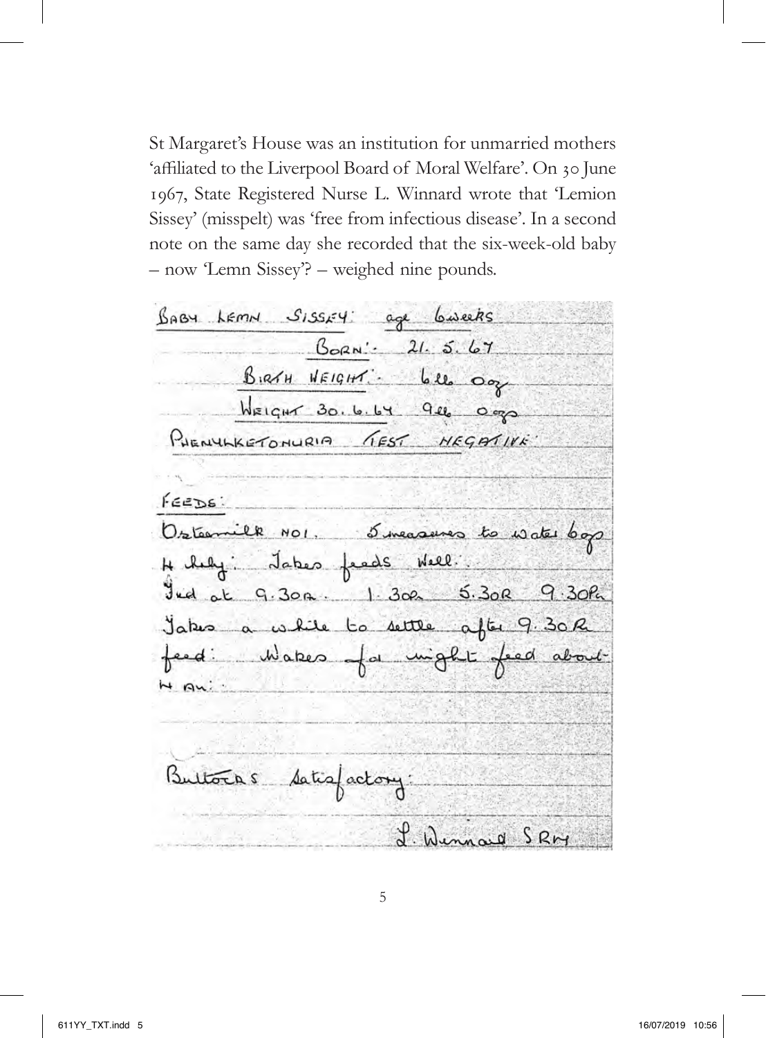St Margaret's House was an institution for unmarried mothers 'affiliated to the Liverpool Board of Moral Welfare'. On 30 June 1967, State Registered Nurse L. Winnard wrote that 'Lemion Sissey' (misspelt) was 'free from infectious disease'. In a second note on the same day she recorded that the six-week-old baby – now 'Lemn Sissey'? – weighed nine pounds.

BABY LEMN SISSEY: age 6weeks

BORN:- 21. 5. 67

BIRTH WEIGHT:- 6lb Ozs

WEIGHT 30. 6. 67 9lb Ozs

PHENYLKETONURIA TEST NEGATIVE

FEEDS:

Ostermilk NO1. 5 measures to water 6ozs 4 hrly: Takes feeds well.

Fed at 9.30a. 1.30a 5.30a 9.30pm

Takes a while to settle after 9.30a feed: Wakes for night feed about 4 am:

Buttocks satisfactory:

L. Winnard SRN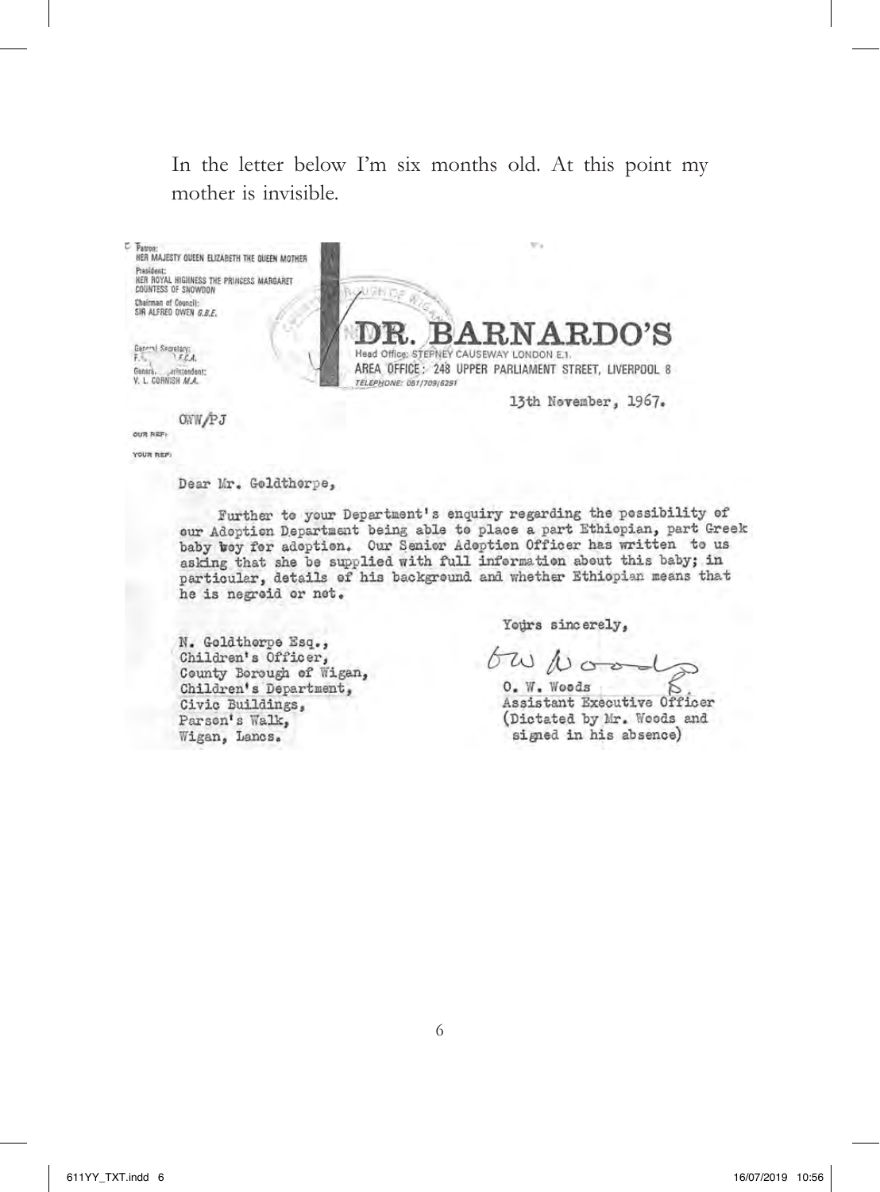In the letter below I'm six months old. At this point my mother is invisible.

Patron:
HER MAJESTY QUEEN ELIZABETH THE QUEEN MOTHER
President:
HER ROYAL HIGHNESS THE PRINCESS MARGARET COUNTESS OF SNOWDON
Chairman of Council:
SIR ALFRED OWEN *C.B.E.*

General Secretary:
F. *F.C.A.*
General Superintendent:
V. L. CORNISH *M.A.*

# DR. BARNARDO'S

Head Office: STEPNEY CAUSEWAY LONDON E.1.
AREA OFFICE: 248 UPPER PARLIAMENT STREET, LIVERPOOL 8
*TELEPHONE: 051/709/6291*

13th November, 1967.

OUR REF: OWW/PJ

YOUR REF:

Dear Mr. Goldthorpe,

Further to your Department's enquiry regarding the possibility of our Adoption Department being able to place a part Ethiopian, part Greek baby boy for adoption. Our Senior Adoption Officer has written to us asking that she be supplied with full information about this baby; in particular, details of his background and whether Ethiopian means that he is negroid or not.

Yours sincerely,

O. W. Woods
Assistant Executive Officer
(Dictated by Mr. Woods and signed in his absence)

N. Goldthorpe Esq.,
Children's Officer,
County Borough of Wigan,
Children's Department,
Civic Buildings,
Parson's Walk,
Wigan, Lancs.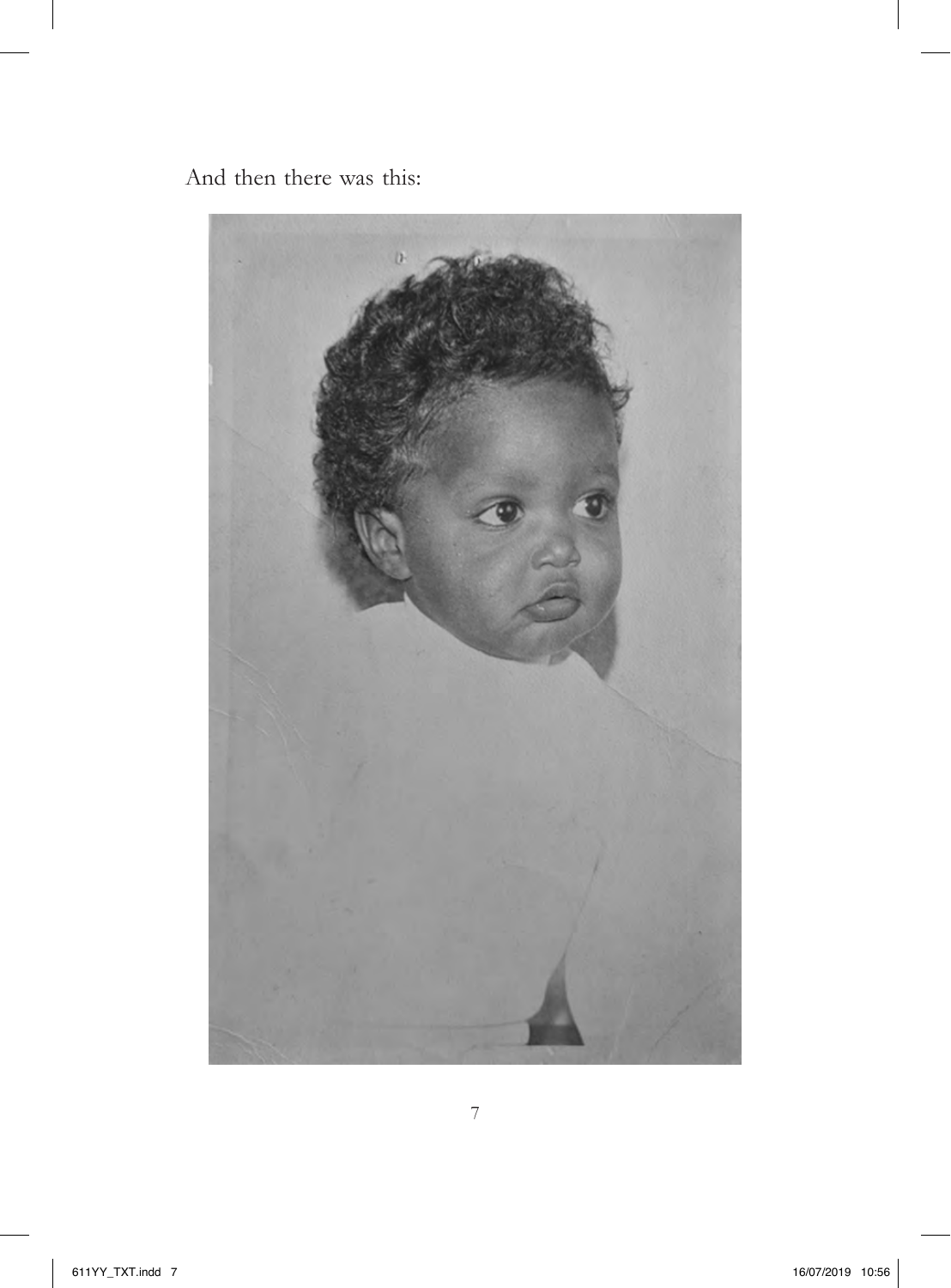And then there was this: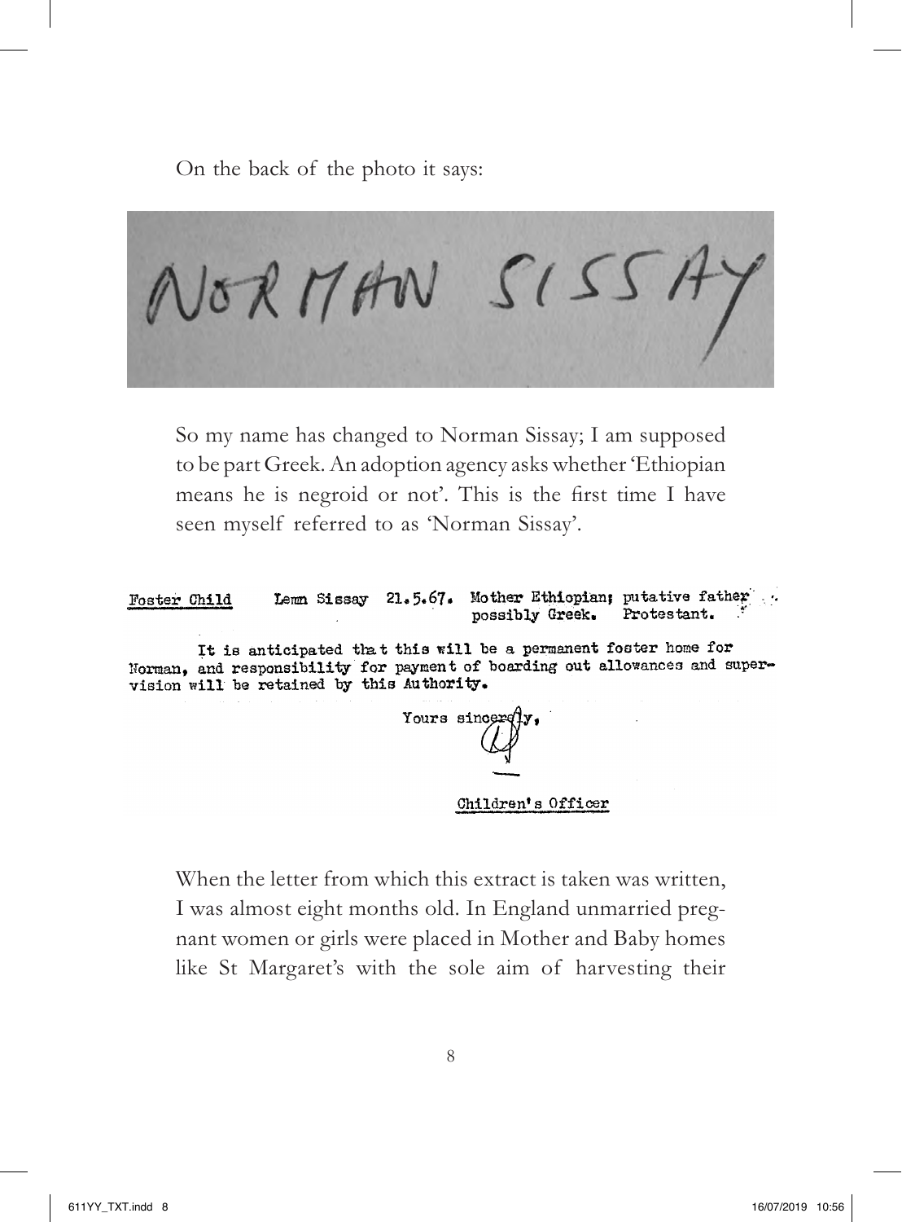On the back of the photo it says:

NORMAN SISSAY

So my name has changed to Norman Sissay; I am supposed to be part Greek. An adoption agency asks whether 'Ethiopian means he is negroid or not'. This is the first time I have seen myself referred to as 'Norman Sissay'.

Foster Child    Lemn Sissay  21.5.67.  Mother Ethiopian; putative father possibly Greek.  Protestant.

It is anticipated that this will be a permanent foster home for Norman, and responsibility for payment of boarding out allowances and supervision will be retained by this Authority.

Yours sincerely,

Children's Officer

When the letter from which this extract is taken was written, I was almost eight months old. In England unmarried pregnant women or girls were placed in Mother and Baby homes like St Margaret's with the sole aim of harvesting their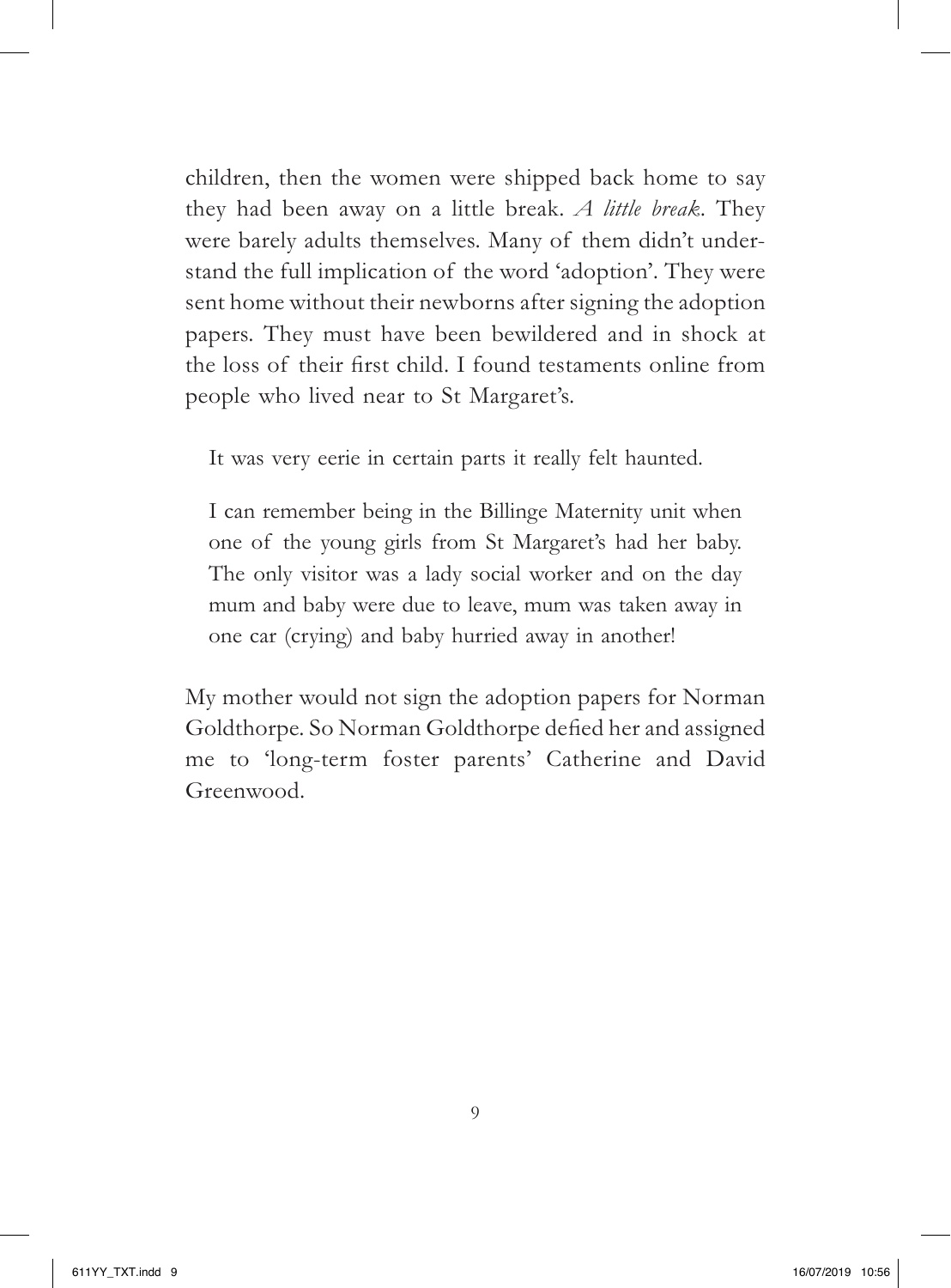children, then the women were shipped back home to say they had been away on a little break. *A little break*. They were barely adults themselves. Many of them didn't understand the full implication of the word 'adoption'. They were sent home without their newborns after signing the adoption papers. They must have been bewildered and in shock at the loss of their first child. I found testaments online from people who lived near to St Margaret's.

> It was very eerie in certain parts it really felt haunted.
>
> I can remember being in the Billinge Maternity unit when one of the young girls from St Margaret's had her baby. The only visitor was a lady social worker and on the day mum and baby were due to leave, mum was taken away in one car (crying) and baby hurried away in another!

My mother would not sign the adoption papers for Norman Goldthorpe. So Norman Goldthorpe defied her and assigned me to 'long-term foster parents' Catherine and David Greenwood.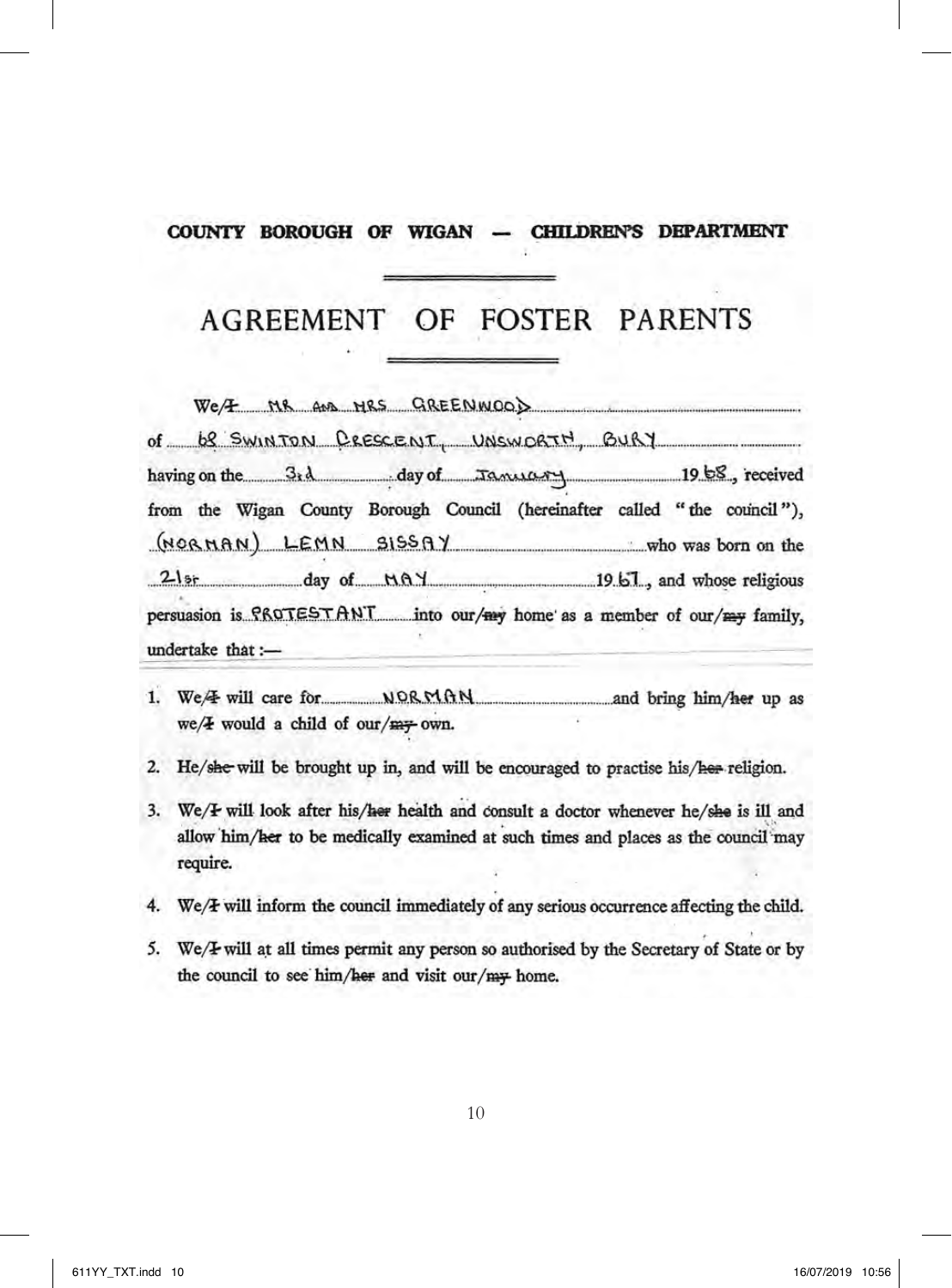**COUNTY BOROUGH OF WIGAN — CHILDREN'S DEPARTMENT**

# AGREEMENT OF FOSTER PARENTS

We/~~I~~ MR AND MRS GREENWOOD

of 68 SWINTON CRESCENT, UNSWORTH, BURY

having on the 3rd day of January 1968, received from the Wigan County Borough Council (hereinafter called "the council"), (NORMAN) LEMN SISSAY who was born on the 21st day of MAY 1967, and whose religious persuasion is PROTESTANT into our/~~my~~ home as a member of our/~~my~~ family, undertake that :—

1. We/~~I~~ will care for NORMAN and bring him/~~her~~ up as we/~~I~~ would a child of our/~~my~~ own.
2. He/~~she~~ will be brought up in, and will be encouraged to practise his/~~her~~ religion.
3. We/~~I~~ will look after his/~~her~~ health and consult a doctor whenever he/~~she~~ is ill and allow him/~~her~~ to be medically examined at such times and places as the council may require.
4. We/~~I~~ will inform the council immediately of any serious occurrence affecting the child.
5. We/~~I~~ will at all times permit any person so authorised by the Secretary of State or by the council to see him/~~her~~ and visit our/~~my~~ home.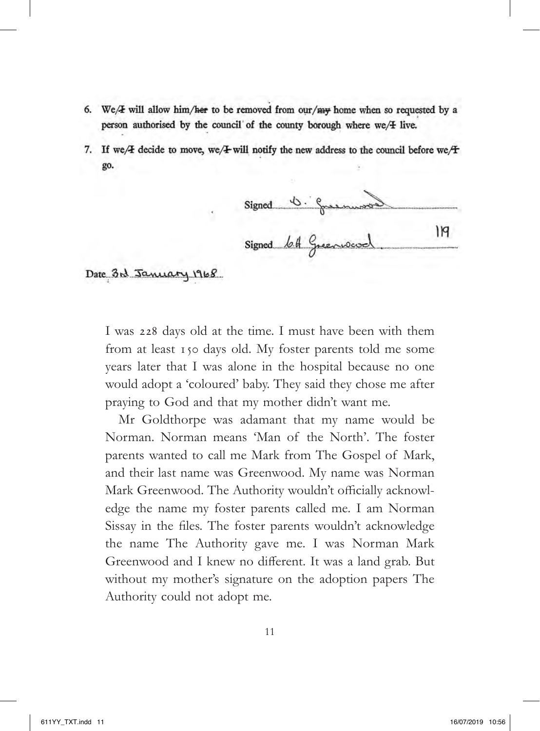6. We/~~I~~ will allow him/~~her~~ to be removed from our/~~my~~ home when so requested by a person authorised by the council of the county borough where we/~~I~~ live.
7. If we/~~I~~ decide to move, we/~~I~~ will notify the new address to the council before we/~~I~~ go.

Signed D. Greenwood

Signed GA Greenwood 119

Date 3rd January 1968

I was 228 days old at the time. I must have been with them from at least 150 days old. My foster parents told me some years later that I was alone in the hospital because no one would adopt a 'coloured' baby. They said they chose me after praying to God and that my mother didn't want me.

Mr Goldthorpe was adamant that my name would be Norman. Norman means 'Man of the North'. The foster parents wanted to call me Mark from The Gospel of Mark, and their last name was Greenwood. My name was Norman Mark Greenwood. The Authority wouldn't officially acknowledge the name my foster parents called me. I am Norman Sissay in the files. The foster parents wouldn't acknowledge the name The Authority gave me. I was Norman Mark Greenwood and I knew no different. It was a land grab. But without my mother's signature on the adoption papers The Authority could not adopt me.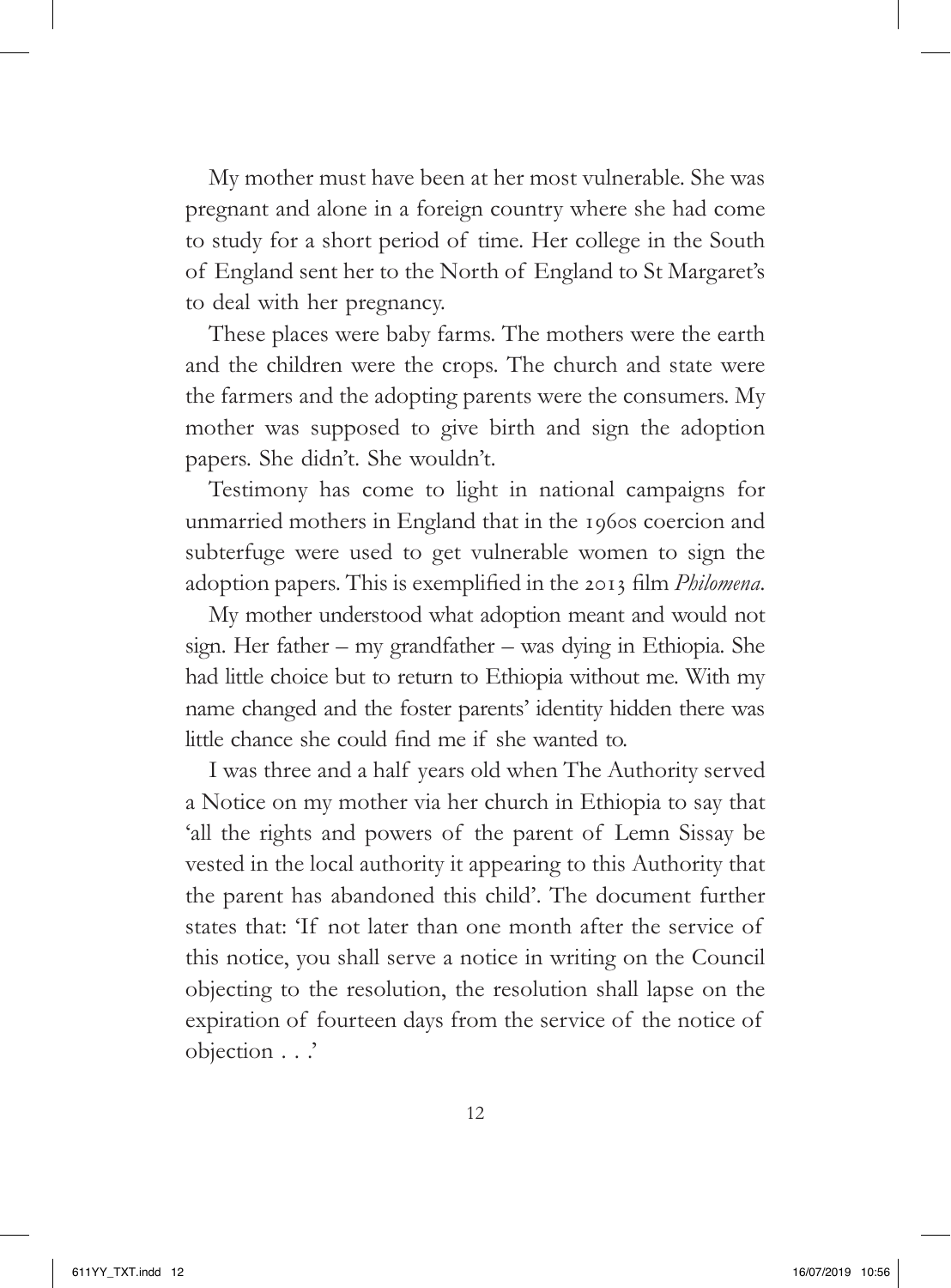My mother must have been at her most vulnerable. She was pregnant and alone in a foreign country where she had come to study for a short period of time. Her college in the South of England sent her to the North of England to St Margaret's to deal with her pregnancy.

These places were baby farms. The mothers were the earth and the children were the crops. The church and state were the farmers and the adopting parents were the consumers. My mother was supposed to give birth and sign the adoption papers. She didn't. She wouldn't.

Testimony has come to light in national campaigns for unmarried mothers in England that in the 1960s coercion and subterfuge were used to get vulnerable women to sign the adoption papers. This is exemplified in the 2013 film *Philomena*.

My mother understood what adoption meant and would not sign. Her father – my grandfather – was dying in Ethiopia. She had little choice but to return to Ethiopia without me. With my name changed and the foster parents' identity hidden there was little chance she could find me if she wanted to.

I was three and a half years old when The Authority served a Notice on my mother via her church in Ethiopia to say that 'all the rights and powers of the parent of Lemn Sissay be vested in the local authority it appearing to this Authority that the parent has abandoned this child'. The document further states that: 'If not later than one month after the service of this notice, you shall serve a notice in writing on the Council objecting to the resolution, the resolution shall lapse on the expiration of fourteen days from the service of the notice of objection . . .'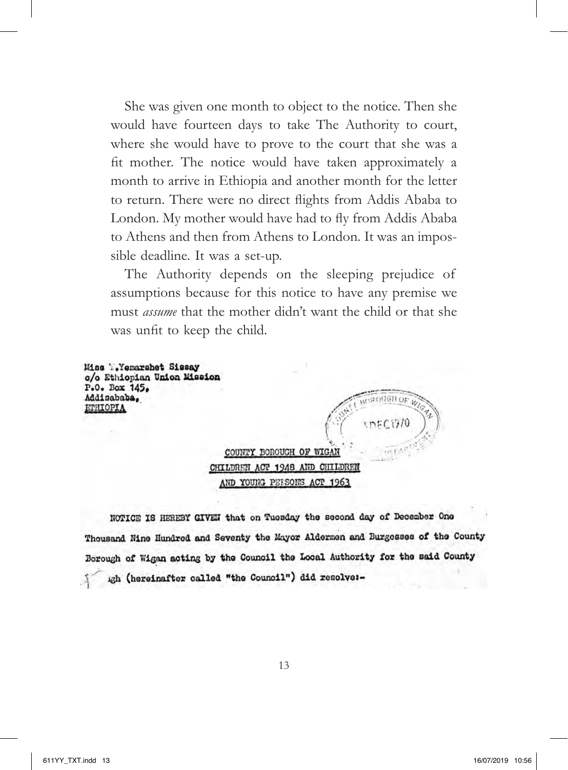She was given one month to object to the notice. Then she would have fourteen days to take The Authority to court, where she would have to prove to the court that she was a fit mother. The notice would have taken approximately a month to arrive in Ethiopia and another month for the letter to return. There were no direct flights from Addis Ababa to London. My mother would have had to fly from Addis Ababa to Athens and then from Athens to London. It was an impossible deadline. It was a set-up.

The Authority depends on the sleeping prejudice of assumptions because for this notice to have any premise we must *assume* that the mother didn't want the child or that she was unfit to keep the child.

Miss Y.Yemarshet Sissay
c/o Ethiopian Union Mission
P.O. Box 145,
Addisababa,
ETHIOPIA

COUNTY BOROUGH OF WIGAN
CHILDREN ACT 1948 AND CHILDREN AND YOUNG PERSONS ACT 1963

NOTICE IS HEREBY GIVEN that on Tuesday the second day of December One Thousand Nine Hundred and Seventy the Mayor Aldermen and Burgesses of the County Borough of Wigan acting by the Council the Local Authority for the said County ...gh (hereinafter called "the Council") did resolve:-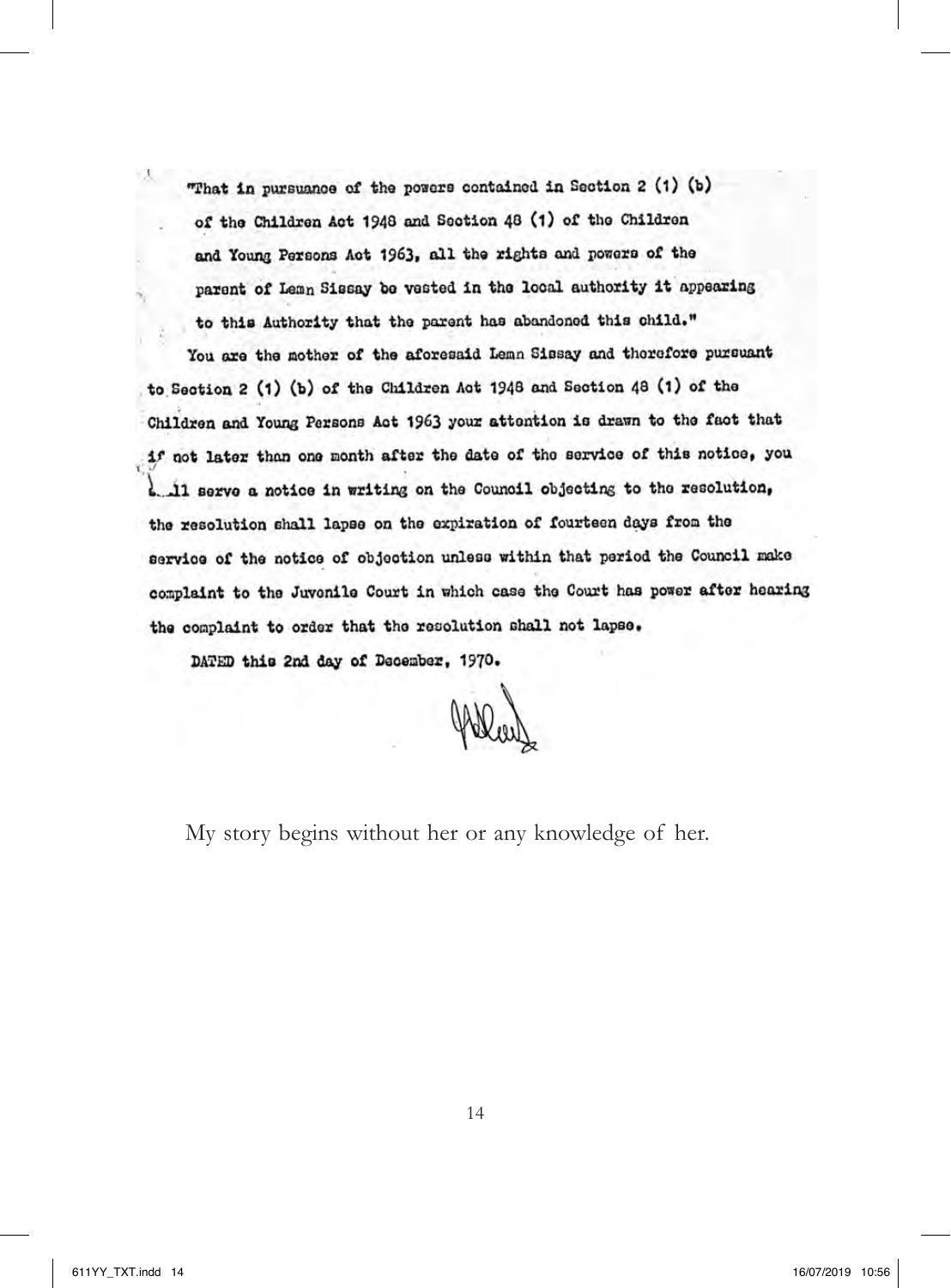"That in pursuance of the powers contained in Section 2 (1) (b) of the Children Act 1948 and Section 48 (1) of the Children and Young Persons Act 1963, all the rights and powers of the parent of Lemn Sissay be vested in the local authority it appearing to this Authority that the parent has abandoned this child."

You are the mother of the aforesaid Lemn Sissay and therefore pursuant to Section 2 (1) (b) of the Children Act 1948 and Section 48 (1) of the Children and Young Persons Act 1963 your attention is drawn to the fact that if not later than one month after the date of the service of this notice, you shall serve a notice in writing on the Council objecting to the resolution, the resolution shall lapse on the expiration of fourteen days from the service of the notice of objection unless within that period the Council make complaint to the Juvenile Court in which case the Court has power after hearing the complaint to order that the resolution shall not lapse.

DATED this 2nd day of December, 1970.

My story begins without her or any knowledge of her.